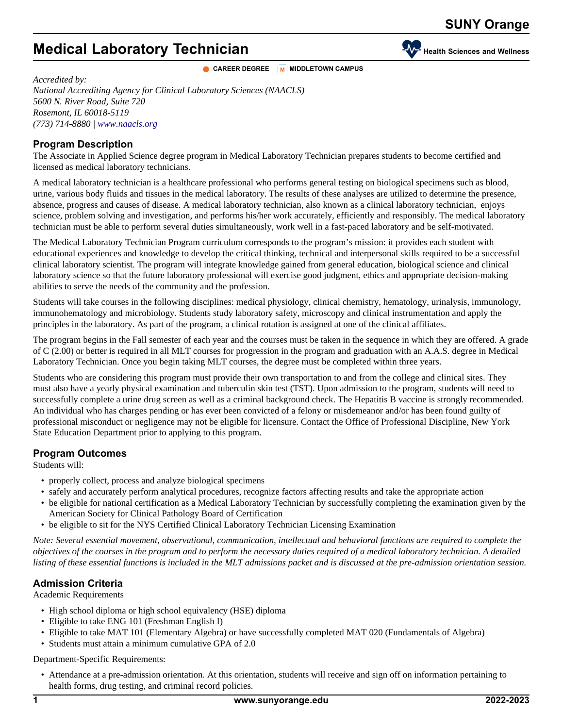# Medical Laboratory Technician

Health Sciences and Wellness

CAREER DEGREE | MIDDLETOWN CAMPUS

*Accredited by:*
*National Accrediting Agency for Clinical Laboratory Sciences (NAACLS)*
*5600 N. River Road, Suite 720*
*Rosemont, IL 60018-5119*
*(773) 714-8880 | www.naacls.org*

## Program Description

The Associate in Applied Science degree program in Medical Laboratory Technician prepares students to become certified and licensed as medical laboratory technicians.

A medical laboratory technician is a healthcare professional who performs general testing on biological specimens such as blood, urine, various body fluids and tissues in the medical laboratory. The results of these analyses are utilized to determine the presence, absence, progress and causes of disease. A medical laboratory technician, also known as a clinical laboratory technician, enjoys science, problem solving and investigation, and performs his/her work accurately, efficiently and responsibly. The medical laboratory technician must be able to perform several duties simultaneously, work well in a fast-paced laboratory and be self-motivated.

The Medical Laboratory Technician Program curriculum corresponds to the program's mission: it provides each student with educational experiences and knowledge to develop the critical thinking, technical and interpersonal skills required to be a successful clinical laboratory scientist. The program will integrate knowledge gained from general education, biological science and clinical laboratory science so that the future laboratory professional will exercise good judgment, ethics and appropriate decision-making abilities to serve the needs of the community and the profession.

Students will take courses in the following disciplines: medical physiology, clinical chemistry, hematology, urinalysis, immunology, immunohematology and microbiology. Students study laboratory safety, microscopy and clinical instrumentation and apply the principles in the laboratory. As part of the program, a clinical rotation is assigned at one of the clinical affiliates.

The program begins in the Fall semester of each year and the courses must be taken in the sequence in which they are offered. A grade of C (2.00) or better is required in all MLT courses for progression in the program and graduation with an A.A.S. degree in Medical Laboratory Technician. Once you begin taking MLT courses, the degree must be completed within three years.

Students who are considering this program must provide their own transportation to and from the college and clinical sites. They must also have a yearly physical examination and tuberculin skin test (TST). Upon admission to the program, students will need to successfully complete a urine drug screen as well as a criminal background check. The Hepatitis B vaccine is strongly recommended. An individual who has charges pending or has ever been convicted of a felony or misdemeanor and/or has been found guilty of professional misconduct or negligence may not be eligible for licensure. Contact the Office of Professional Discipline, New York State Education Department prior to applying to this program.

## Program Outcomes

Students will:

- properly collect, process and analyze biological specimens
- safely and accurately perform analytical procedures, recognize factors affecting results and take the appropriate action
- be eligible for national certification as a Medical Laboratory Technician by successfully completing the examination given by the American Society for Clinical Pathology Board of Certification
- be eligible to sit for the NYS Certified Clinical Laboratory Technician Licensing Examination

*Note: Several essential movement, observational, communication, intellectual and behavioral functions are required to complete the objectives of the courses in the program and to perform the necessary duties required of a medical laboratory technician. A detailed listing of these essential functions is included in the MLT admissions packet and is discussed at the pre-admission orientation session.*

## Admission Criteria

Academic Requirements

- High school diploma or high school equivalency (HSE) diploma
- Eligible to take ENG 101 (Freshman English I)
- Eligible to take MAT 101 (Elementary Algebra) or have successfully completed MAT 020 (Fundamentals of Algebra)
- Students must attain a minimum cumulative GPA of 2.0

Department-Specific Requirements:

- Attendance at a pre-admission orientation. At this orientation, students will receive and sign off on information pertaining to health forms, drug testing, and criminal record policies.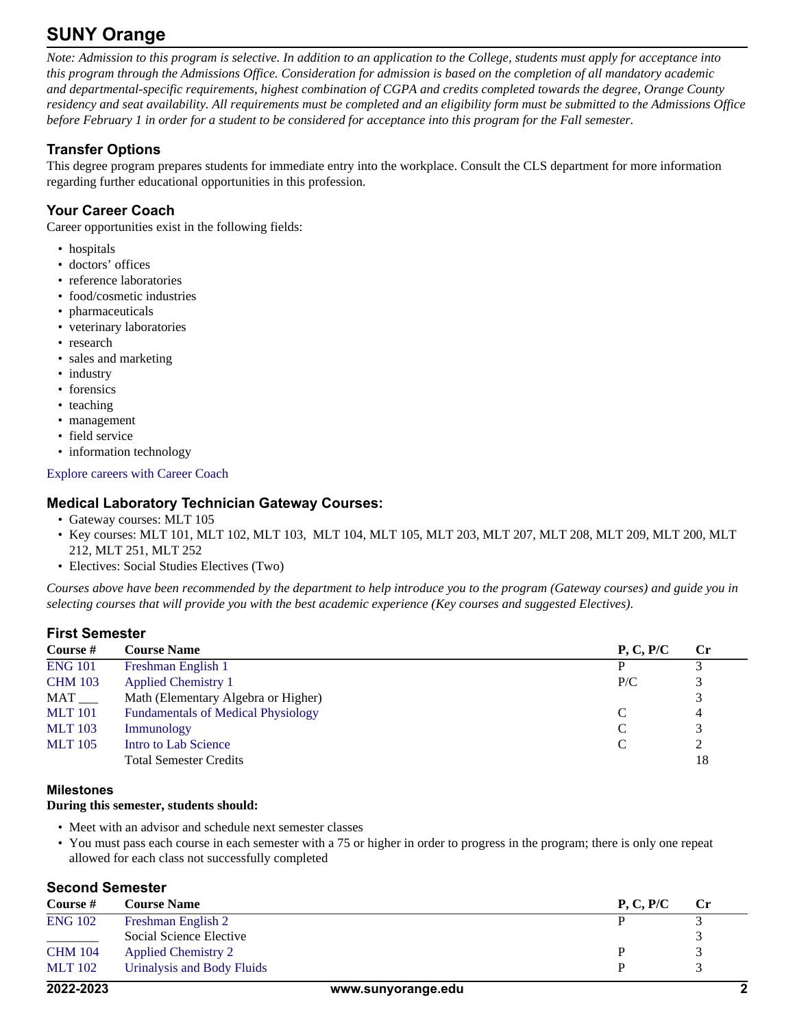# SUNY Orange

*Note: Admission to this program is selective. In addition to an application to the College, students must apply for acceptance into this program through the Admissions Office. Consideration for admission is based on the completion of all mandatory academic and departmental-specific requirements, highest combination of CGPA and credits completed towards the degree, Orange County residency and seat availability. All requirements must be completed and an eligibility form must be submitted to the Admissions Office before February 1 in order for a student to be considered for acceptance into this program for the Fall semester.*

## Transfer Options

This degree program prepares students for immediate entry into the workplace. Consult the CLS department for more information regarding further educational opportunities in this profession.

## Your Career Coach

Career opportunities exist in the following fields:

- hospitals
- doctors' offices
- reference laboratories
- food/cosmetic industries
- pharmaceuticals
- veterinary laboratories
- research
- sales and marketing
- industry
- forensics
- teaching
- management
- field service
- information technology

Explore careers with Career Coach

## Medical Laboratory Technician Gateway Courses:

- Gateway courses: MLT 105
- Key courses: MLT 101, MLT 102, MLT 103, MLT 104, MLT 105, MLT 203, MLT 207, MLT 208, MLT 209, MLT 200, MLT 212, MLT 251, MLT 252
- Electives: Social Studies Electives (Two)

*Courses above have been recommended by the department to help introduce you to the program (Gateway courses) and guide you in selecting courses that will provide you with the best academic experience (Key courses and suggested Electives).*

## First Semester

| Course # | Course Name | P, C, P/C | Cr |
|---|---|---|---|
| ENG 101 | Freshman English 1 | P | 3 |
| CHM 103 | Applied Chemistry 1 | P/C | 3 |
| MAT ___ | Math (Elementary Algebra or Higher) | | 3 |
| MLT 101 | Fundamentals of Medical Physiology | C | 4 |
| MLT 103 | Immunology | C | 3 |
| MLT 105 | Intro to Lab Science | C | 2 |
| | Total Semester Credits | | 18 |

### Milestones

**During this semester, students should:**

- Meet with an advisor and schedule next semester classes
- You must pass each course in each semester with a 75 or higher in order to progress in the program; there is only one repeat allowed for each class not successfully completed

## Second Semester

| Course # | Course Name | P, C, P/C | Cr |
|---|---|---|---|
| ENG 102 | Freshman English 2 | P | 3 |
| ________ | Social Science Elective | | 3 |
| CHM 104 | Applied Chemistry 2 | P | 3 |
| MLT 102 | Urinalysis and Body Fluids | P | 3 |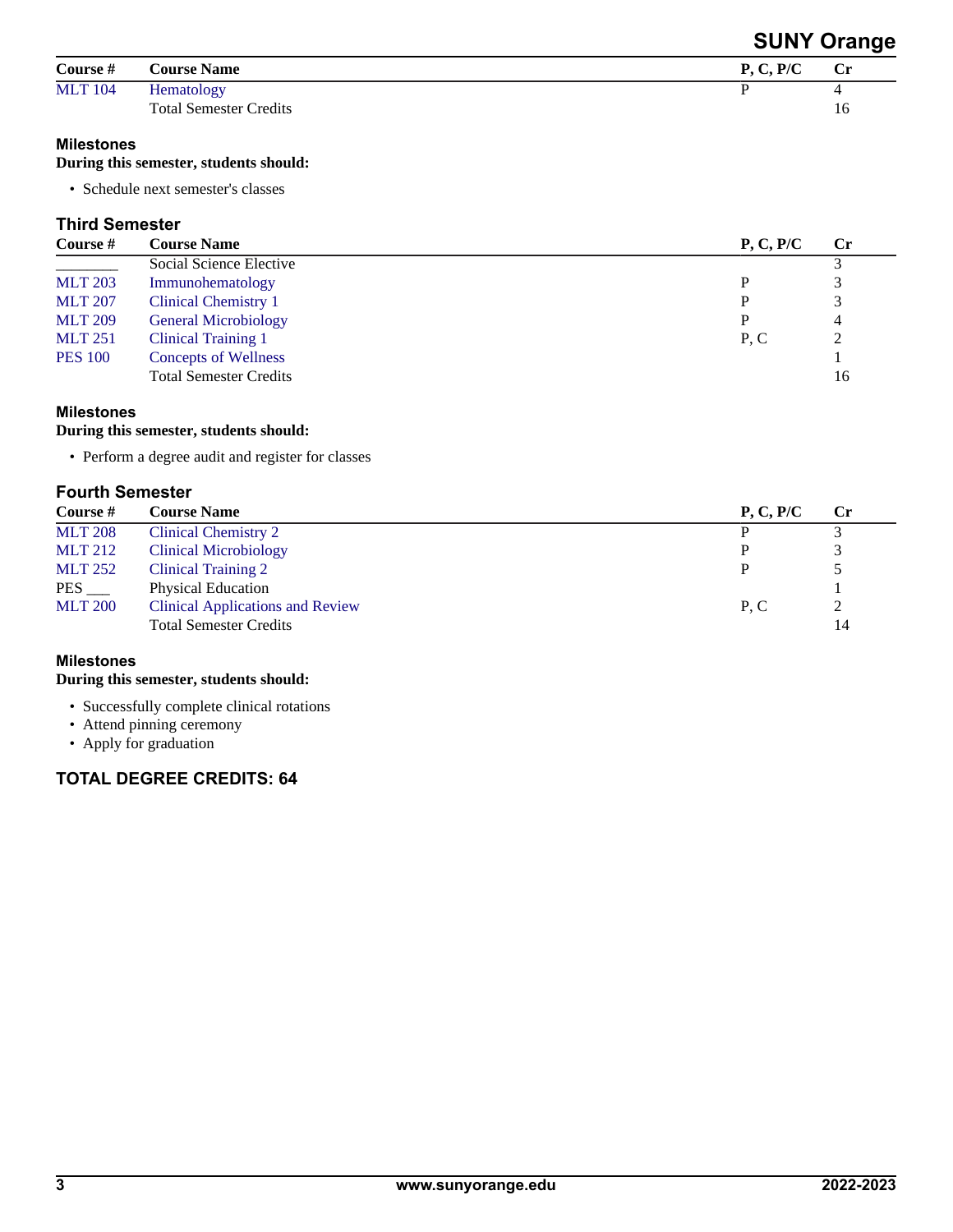| Course # | Course Name | P, C, P/C | Cr |
|---|---|---|---|
| MLT 104 | Hematology | P | 4 |
| | Total Semester Credits | | 16 |

### Milestones

**During this semester, students should:**

- Schedule next semester's classes

## Third Semester

| Course # | Course Name | P, C, P/C | Cr |
|---|---|---|---|
| ________ | Social Science Elective | | 3 |
| MLT 203 | Immunohematology | P | 3 |
| MLT 207 | Clinical Chemistry 1 | P | 3 |
| MLT 209 | General Microbiology | P | 4 |
| MLT 251 | Clinical Training 1 | P, C | 2 |
| PES 100 | Concepts of Wellness | | 1 |
| | Total Semester Credits | | 16 |

### Milestones

**During this semester, students should:**

- Perform a degree audit and register for classes

## Fourth Semester

| Course # | Course Name | P, C, P/C | Cr |
|---|---|---|---|
| MLT 208 | Clinical Chemistry 2 | P | 3 |
| MLT 212 | Clinical Microbiology | P | 3 |
| MLT 252 | Clinical Training 2 | P | 5 |
| PES ___ | Physical Education | | 1 |
| MLT 200 | Clinical Applications and Review | P, C | 2 |
| | Total Semester Credits | | 14 |

### Milestones

**During this semester, students should:**

- Successfully complete clinical rotations
- Attend pinning ceremony
- Apply for graduation

## TOTAL DEGREE CREDITS: 64